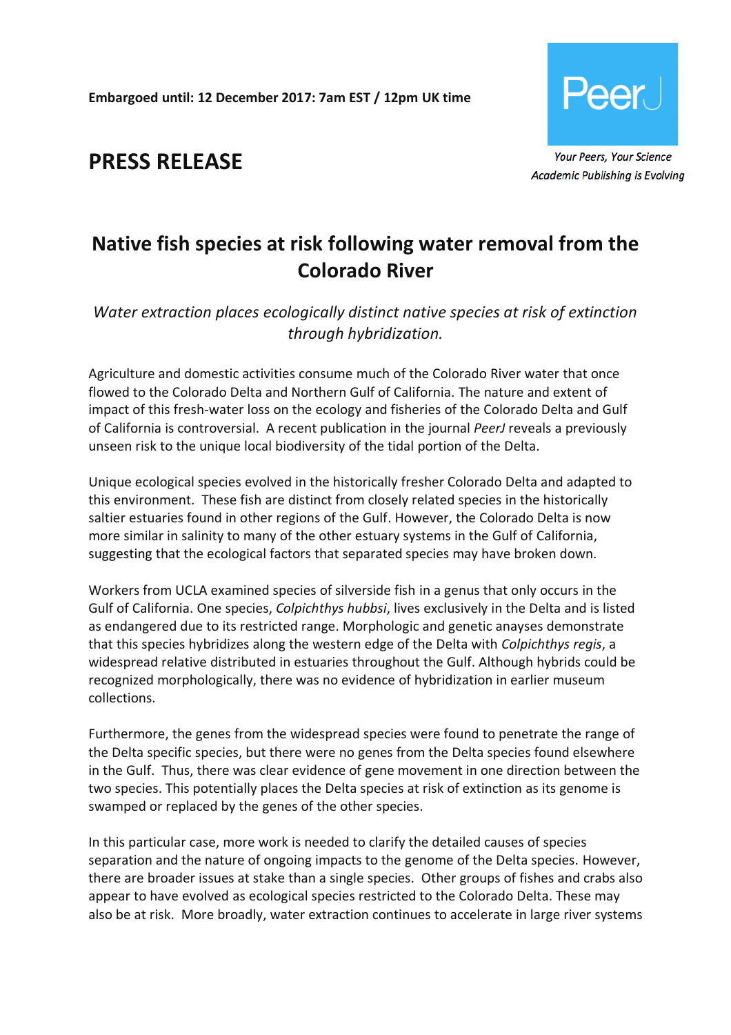**Embargoed until: 12 December 2017: 7am EST / 12pm UK time**

PeerJ

*Your Peers, Your Science*
*Academic Publishing is Evolving*

# PRESS RELEASE

## Native fish species at risk following water removal from the Colorado River

*Water extraction places ecologically distinct native species at risk of extinction through hybridization.*

Agriculture and domestic activities consume much of the Colorado River water that once flowed to the Colorado Delta and Northern Gulf of California. The nature and extent of impact of this fresh-water loss on the ecology and fisheries of the Colorado Delta and Gulf of California is controversial. A recent publication in the journal *PeerJ* reveals a previously unseen risk to the unique local biodiversity of the tidal portion of the Delta.

Unique ecological species evolved in the historically fresher Colorado Delta and adapted to this environment. These fish are distinct from closely related species in the historically saltier estuaries found in other regions of the Gulf. However, the Colorado Delta is now more similar in salinity to many of the other estuary systems in the Gulf of California, suggesting that the ecological factors that separated species may have broken down.

Workers from UCLA examined species of silverside fish in a genus that only occurs in the Gulf of California. One species, *Colpichthys hubbsi*, lives exclusively in the Delta and is listed as endangered due to its restricted range. Morphologic and genetic anayses demonstrate that this species hybridizes along the western edge of the Delta with *Colpichthys regis*, a widespread relative distributed in estuaries throughout the Gulf. Although hybrids could be recognized morphologically, there was no evidence of hybridization in earlier museum collections.

Furthermore, the genes from the widespread species were found to penetrate the range of the Delta specific species, but there were no genes from the Delta species found elsewhere in the Gulf. Thus, there was clear evidence of gene movement in one direction between the two species. This potentially places the Delta species at risk of extinction as its genome is swamped or replaced by the genes of the other species.

In this particular case, more work is needed to clarify the detailed causes of species separation and the nature of ongoing impacts to the genome of the Delta species. However, there are broader issues at stake than a single species. Other groups of fishes and crabs also appear to have evolved as ecological species restricted to the Colorado Delta. These may also be at risk. More broadly, water extraction continues to accelerate in large river systems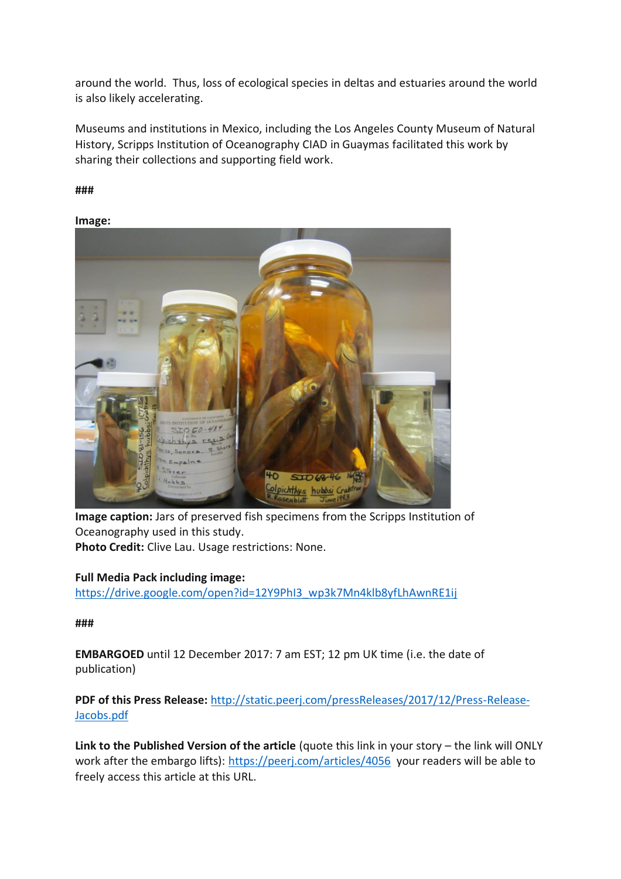around the world. Thus, loss of ecological species in deltas and estuaries around the world is also likely accelerating.

Museums and institutions in Mexico, including the Los Angeles County Museum of Natural History, Scripps Institution of Oceanography CIAD in Guaymas facilitated this work by sharing their collections and supporting field work.

###

**Image:**

**Image caption:** Jars of preserved fish specimens from the Scripps Institution of Oceanography used in this study.
**Photo Credit:** Clive Lau. Usage restrictions: None.

**Full Media Pack including image:**
https://drive.google.com/open?id=12Y9PhI3_wp3k7Mn4klb8yfLhAwnRE1ij

###

**EMBARGOED** until 12 December 2017: 7 am EST; 12 pm UK time (i.e. the date of publication)

**PDF of this Press Release:** http://static.peerj.com/pressReleases/2017/12/Press-Release-Jacobs.pdf

**Link to the Published Version of the article** (quote this link in your story – the link will ONLY work after the embargo lifts): https://peerj.com/articles/4056 your readers will be able to freely access this article at this URL.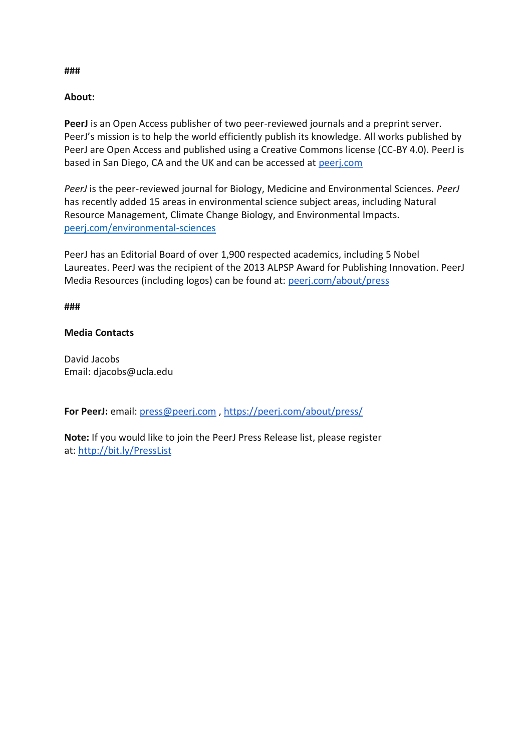###

**About:**

**PeerJ** is an Open Access publisher of two peer-reviewed journals and a preprint server. PeerJ's mission is to help the world efficiently publish its knowledge. All works published by PeerJ are Open Access and published using a Creative Commons license (CC-BY 4.0). PeerJ is based in San Diego, CA and the UK and can be accessed at [peerj.com](https://peerj.com)

*PeerJ* is the peer-reviewed journal for Biology, Medicine and Environmental Sciences. *PeerJ* has recently added 15 areas in environmental science subject areas, including Natural Resource Management, Climate Change Biology, and Environmental Impacts. [peerj.com/environmental-sciences](https://peerj.com/environmental-sciences)

PeerJ has an Editorial Board of over 1,900 respected academics, including 5 Nobel Laureates. PeerJ was the recipient of the 2013 ALPSP Award for Publishing Innovation. PeerJ Media Resources (including logos) can be found at: [peerj.com/about/press](https://peerj.com/about/press)

###

**Media Contacts**

David Jacobs
Email: djacobs@ucla.edu

**For PeerJ:** email: [press@peerj.com](mailto:press@peerj.com) , [https://peerj.com/about/press/](https://peerj.com/about/press/)

**Note:** If you would like to join the PeerJ Press Release list, please register at: [http://bit.ly/PressList](http://bit.ly/PressList)